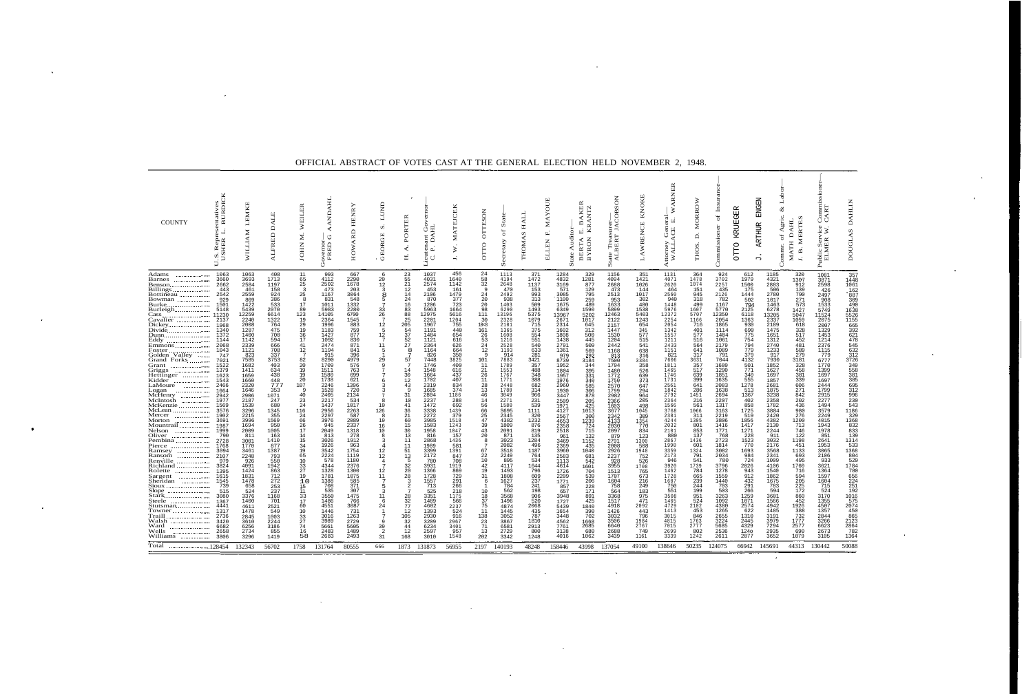# OFFICIAL ABSTRACT OF VOTES CAST AT THE GENERAL ELECTION HELD NOVEMBER 2, 1948.

| COUNTY | U. S. Representatives USHER L. BURDICK | WILLIAM LEMKE | ALFRED DALE | JOHN M. WEILER | Governor FRED G AANDAHL | HOWARD HENRY | GEORGE S. LUND | H. A. PORTER | Lieutenant Governor C. P. DAHL | J. W. MATEJCEK | OTTO OTTESON | Secretary of State THOMAS HALL | ELLEN F. MAYOUE | State Auditor BERTA E. BAKER | BYRON KRANTZ | State Treasurer ALBERT JACOBSON | LAWRENCE KNOKE | Attorney General WALLACE E. WARNER | THOS. D. MORROW | Commissioner of Insurance OTTO KRUEGER | ARTHUR ENGEN | Commr. of Agric. & Labor MATH DAHL | J. B. MERTES | Public Service Commissioner ELMER W. CART | DOUGLAS DAHLIN |
|---|---|---|---|---|---|---|---|---|---|---|---|---|---|---|---|---|---|---|---|---|---|---|---|---|---|
| Adams | 1063 | 1063 | 408 | 11 | 993 | 667 | 6 | 23 | 1037 | 456 | 24 | 1113 | 371 | 1284 | 329 | 1156 | 351 | 1131 | 364 | 924 | 612 | 1185 | 320 | 1001 | 357 |
| Barnes | 3660 | 3693 | 1713 | 65 | 4112 | 2290 | 20 | 55 | 4031 | 1640 | 58 | 4194 | 1472 | 4832 | 1281 | 4094 | 1421 | 4971 | 1478 | 3702 | 1979 | 4321 | 1307 | 3871 | 1440 |
| Benson | 2662 | 2584 | 1197 | 25 | 2502 | 1678 | 12 | 21 | 2574 | 1142 | 32 | 2648 | 1137 | 3169 | 877 | 2688 | 1026 | 2620 | 1074 | 2257 | 1506 | 2883 | 912 | 2598 | 1061 |
| Billings | 443 | 461 | 158 | 3 | 473 | 203 | 3 | 12 | 453 | 161 | 9 | 470 | 153 | 571 | 129 | 473 | 144 | 464 | 151 | 435 | 175 | 506 | 139 | 426 | 162 |
| Bottineau | 2542 | 2559 | 924 | 25 | 1167 | 3064 | 8 | 14 | 2106 | 1479 | 24 | 2492 | 993 | 3085 | 795 | 2513 | 1017 | 2560 | 945 | 2126 | 1444 | 2780 | 790 | 2497 | 887 |
| Bowman | 929 | 869 | 386 | 8 | 831 | 548 | 5 | 24 | 870 | 377 | 20 | 938 | 313 | 1100 | 259 | 953 | 302 | 940 | 318 | 782 | 502 | 1017 | 271 | 908 | 309 |
| Burke | 1501 | 1422 | 533 | 17 | 1611 | 1332 | 7 | 16 | 1206 | 723 | 20 | 1403 | 509 | 1675 | 489 | 1633 | 400 | 1448 | 499 | 1167 | 794 | 1463 | 573 | 1533 | 490 |
| Burleigh | 5148 | 5439 | 2070 | 89 | 5983 | 2280 | 33 | 83 | 5963 | 1664 | 98 | 6298 | 1493 | 6349 | 1590 | 5899 | 1538 | 5976 | 1607 | 5770 | 2125 | 6278 | 1427 | 5749 | 1638 |
| Cass | 11230 | 12259 | 6614 | 123 | 14105 | 6700 | 26 | 88 | 12975 | 5616 | 111 | 13196 | 5375 | 13967 | 5202 | 12463 | 5403 | 12372 | 5707 | 12350 | 6118 | 13205 | 5047 | 11524 | 5526 |
| Cavalier | 2137 | 2240 | 1322 | 19 | 2364 | 1545 | 7 | 25 | 2201 | 1284 | 30 | 2328 | 1079 | 2671 | 1017 | 2122 | 1243 | 2254 | 1166 | 2054 | 1363 | 2337 | 1059 | 2075 | 1155 |
| Dickey | 1968 | 2008 | 764 | 29 | 1996 | 883 | 12 | 205 | 1967 | 755 | 103 | 2181 | 715 | 2314 | 645 | 2157 | 654 | 2054 | 716 | 1865 | 930 | 2189 | 618 | 2067 | 665 |
| Divide | 1346 | 1287 | 475 | 19 | 1183 | 759 | 5 | 54 | 1191 | 440 | 161 | 1365 | 375 | 1602 | 312 | 1447 | 345 | 1342 | 401 | 1114 | 690 | 1475 | 328 | 1329 | 392 |
| Dunn | 1372 | 1400 | 700 | 36 | 1427 | 877 | 12 | 37 | 1484 | 654 | 26 | 1608 | 554 | 1808 | 500 | 1530 | 577 | 1557 | 577 | 1404 | 775 | 1651 | 517 | 1453 | 621 |
| Eddy | 1144 | 1142 | 594 | 17 | 1092 | 830 | 7 | 52 | 1121 | 616 | 53 | 1216 | 551 | 1430 | 445 | 1204 | 515 | 1211 | 516 | 1061 | 754 | 1312 | 452 | 1214 | 478 |
| Emmons | 2068 | 2339 | 666 | 41 | 2474 | 871 | 11 | 27 | 2364 | 626 | 24 | 2528 | 554 | 2791 | 509 | 2442 | 541 | 2433 | 564 | 2179 | 794 | 2740 | 481 | 2376 | 545 |
| Foster | 1043 | 1121 | 708 | 12 | 1194 | 841 | 5 | 8 | 1164 | 664 | 12 | 1193 | 633 | 1361 | 569 | 1168 | 630 | 1151 | 641 | 1089 | 779 | 1233 | 509 | 1115 | 632 |
| Golden Valley | 747 | 823 | 337 | 7 | 915 | 396 | 1 | 7 | 826 | 350 | 9 | 914 | 281 | 979 | 292 | 813 | 336 | 821 | 317 | 791 | 379 | 917 | 279 | 779 | 312 |
| Grand Forks | 7021 | 7585 | 3753 | 82 | 8290 | 4979 | 29 | 57 | 7448 | 3825 | 101 | 7883 | 3421 | 8739 | 3184 | 7560 | 3384 | 7606 | 3631 | 7044 | 4132 | 7930 | 3101 | 6777 | 3726 |
| Grant | 1522 | 1682 | 403 | 20 | 1709 | 576 | 9 | 7 | 1746 | 400 | 11 | 1789 | 357 | 1952 | 344 | 1794 | 358 | 1811 | 357 | 1680 | 501 | 1852 | 328 | 1770 | 349 |
| Griggs | 1379 | 1411 | 634 | 19 | 1511 | 763 | 7 | 14 | 1548 | 616 | 21 | 1553 | 480 | 1804 | 395 | 1480 | 526 | 1465 | 517 | 1290 | 771 | 1627 | 458 | 1399 | 550 |
| Hettinger | 1623 | 1659 | 438 | 19 | 1580 | 699 | 7 | 30 | 1664 | 437 | 26 | 1767 | 348 | 1957 | 331 | 1772 | 639 | 1746 | 639 | 1851 | 340 | 1697 | 381 | 1697 | 381 |
| Kidder | 1543 | 1660 | 440 | 20 | 1738 | 621 | 6 | 12 | 1702 | 407 | 11 | 1771 | 388 | 1976 | 340 | 1750 | 373 | 1731 | 399 | 1635 | 555 | 1857 | 339 | 1697 | 385 |
| LaMoure | 2466 | 2320 | 777 | 107 | 2246 | 1396 | 3 | 43 | 2319 | 834 | 28 | 2448 | 682 | 2960 | 505 | 2570 | 647 | 2561 | 641 | 2083 | 1278 | 2681 | 606 | 2444 | 695 |
| Logan | 1664 | 1646 | 353 | 9 | 1528 | 720 | 3 | 9 | 1685 | 374 | 13 | 1780 | 314 | 1930 | 306 | 1799 | 364 | 1842 | 286 | 1638 | 513 | 1875 | 271 | 1799 | 312 |
| McHenry | 2942 | 2906 | 1071 | 40 | 2405 | 2134 | 8 | 31 | 2804 | 1186 | 46 | 3049 | 966 | 3447 | 870 | 2982 | 964 | 2792 | 1451 | 2694 | 1367 | 3238 | 842 | 2915 | 996 |
| McIntosh | 1977 | 2187 | 247 | 23 | 2217 | 534 | 0 | 10 | 2237 | 288 | 14 | 2271 | 231 | 2509 | 205 | 2366 | 205 | 2364 | 216 | 2207 | 402 | 2358 | 202 | 2277 | 230 |
| McKenzie | 1569 | 1539 | 600 | 24 | 1437 | 1017 | 10 | 41 | 1472 | 692 | 56 | 1580 | 539 | 1971 | 425 | 1603 | 490 | 1566 | 561 | 1317 | 858 | 1782 | 436 | 1494 | 543 |
| McLean | 3576 | 3296 | 1345 | 116 | 2956 | 2263 | 126 | 36 | 3338 | 1439 | 66 | 3695 | 1111 | 4127 | 1013 | 3677 | 1045 | 3768 | 1066 | 3163 | 1725 | 3884 | 980 | 3579 | 1186 |
| Mercer | 1902 | 2215 | 355 | 24 | 2297 | 587 | 8 | 21 | 2272 | 379 | 25 | 2345 | 320 | 2567 | 300 | 2342 | 309 | 2381 | 311 | 2219 | 509 | 2420 | 276 | 2249 | 329 |
| Morton | 3691 | 3996 | 1569 | 66 | 3976 | 2089 | 19 | 60 | 3985 | 1518 | 47 | 4382 | 1232 | 4653 | 1239 | 4133 | 1354 | 4244 | 1385 | 3836 | 1856 | 4382 | 1200 | 4015 | 1368 |
| Mountrail | 1987 | 1694 | 950 | 26 | 945 | 2337 | 16 | 15 | 1503 | 1243 | 39 | 1809 | 876 | 2358 | 724 | 2030 | 770 | 2032 | 801 | 1416 | 1417 | 2130 | 713 | 1943 | 832 |
| Nelson | 1999 | 2009 | 1005 | 17 | 2049 | 1318 | 10 | 30 | 1958 | 1047 | 43 | 2091 | 819 | 2518 | 715 | 2097 | 834 | 2181 | 853 | 1771 | 1271 | 2244 | 746 | 1978 | 833 |
| Oliver | 790 | 811 | 163 | 14 | 813 | 278 | 8 | 13 | 816 | 157 | 20 | 871 | 135 | 961 | 132 | 879 | 123 | 880 | 137 | 760 | 228 | 911 | 122 | 851 | 139 |
| Pembina | 2728 | 3001 | 1410 | 15 | 3026 | 1912 | 3 | 11 | 2868 | 1436 | 8 | 3023 | 1204 | 3469 | 1152 | 2791 | 1300 | 2867 | 1436 | 2723 | 1523 | 3032 | 1190 | 2641 | 1314 |
| Pierce | 1768 | 1770 | 877 | 34 | 1926 | 963 | 4 | 51 | 1909 | 581 | 7 | 2082 | 496 | 2369 | 435 | 2000 | 500 | 1990 | 601 | 1814 | 770 | 2176 | 451 | 1953 | 533 |
| Ramsey | 3094 | 3461 | 1387 | 19 | 3542 | 1754 | 12 | 13 | 3399 | 1391 | 67 | 3518 | 1187 | 3960 | 1040 | 2926 | 1948 | 3359 | 1324 | 3082 | 1693 | 3568 | 1133 | 3065 | 1368 |
| Ransom | 2107 | 2248 | 793 | 10 | 2224 | 1119 | 4 | 5 | 2172 | 847 | 22 | 2249 | 796 | 2583 | 681 | 2237 | 752 | 2173 | 791 | 2034 | 984 | 2341 | 693 | 2106 | 804 |
| Renville | 979 | 926 | 550 | 33 | 578 | 1180 | 7 | 32 | 780 | 708 | 10 | 895 | 534 | 1113 | 542 | 928 | 526 | 946 | 541 | 780 | 724 | 1009 | 495 | 933 | 529 |
| Richland | 3824 | 4091 | 1942 | 27 | 4344 | 2378 | 12 | 20 | 3901 | 1919 | 42 | 4117 | 1644 | 4614 | 1601 | 3995 | 1706 | 3920 | 1739 | 3796 | 2026 | 4106 | 1760 | 3621 | 1784 |
| Rolette | 1395 | 1424 | 863 | 19 | 1328 | 1300 | 11 | 28 | 1366 | 869 | 19 | 1493 | 796 | 1726 | 704 | 1513 | 765 | 1462 | 784 | 1278 | 943 | 1540 | 716 | 1364 | 780 |
| Sargent | 1615 | 1831 | 712 | 10 | 1781 | 1075 | 7 | 3 | 1728 | 1079 | 31 | 1808 | 1009 | 2209 | 539 | 1767 | 673 | 1728 | 665 | 1559 | 912 | 1862 | 594 | 1597 | 656 |
| Sheridan | 1545 | 1478 | 272 | 15 | 1388 | 585 | 5 | 2 | 1557 | 291 | 6 | 1627 | 237 | 1771 | 206 | 1604 | 216 | 1687 | 239 | 1440 | 432 | 1675 | 205 | 1604 | 224 |
| Sioux | 739 | 658 | 253 | 11 | 708 | 371 | 3 | 7 | 713 | 266 | 1 | 784 | 241 | 857 | 228 | 758 | 249 | 750 | 244 | 703 | 291 | 783 | 225 | 715 | 251 |
| Slope | 515 | 524 | 237 | 33 | 535 | 307 | 11 | 11 | 525 | 218 | 10 | 562 | 198 | 657 | 171 | 564 | 183 | 551 | 199 | 503 | 266 | 594 | 172 | 524 | 192 |
| Stark | 3080 | 3376 | 1160 | 17 | 3550 | 1475 | 6 | 28 | 3351 | 1175 | 18 | 3568 | 906 | 3948 | 801 | 3368 | 975 | 3508 | 951 | 3263 | 1259 | 3601 | 860 | 3170 | 1016 |
| Steele | 1367 | 1400 | 701 | 60 | 1486 | 766 | 24 | 32 | 1489 | 566 | 37 | 1496 | 520 | 1727 | 425 | 1517 | 471 | 1465 | 524 | 1092 | 1071 | 1566 | 452 | 1355 | 575 |
| Stutsman | 4441 | 4611 | 2521 | 10 | 4551 | 3087 | 1 | 77 | 4602 | 2237 | 75 | 4874 | 2068 | 5439 | 1840 | 4918 | 2892 | 4729 | 2182 | 4380 | 2574 | 4942 | 1926 | 4507 | 2074 |
| Towner | 1317 | 1478 | 549 | 24 | 1446 | 731 | 7 | 12 | 1393 | 524 | 11 | 1445 | 435 | 1654 | 390 | 1426 | 443 | 1413 | 453 | 1265 | 622 | 1485 | 388 | 1357 | 450 |
| Traill | 2736 | 2845 | 1003 | 33 | 3016 | 1263 | 9 | 105 | 2936 | 916 | 138 | 3052 | 787 | 3448 | 702 | 3032 | 796 | 3015 | 846 | 2655 | 1310 | 3191 | 732 | 2844 | 865 |
| Walsh | 3420 | 3610 | 2244 | 27 | 3989 | 2729 | 4 | 32 | 3209 | 2967 | 23 | 3867 | 1810 | 4562 | 1668 | 3506 | 1984 | 4815 | 1763 | 3224 | 2445 | 3979 | 1777 | 3266 | 2123 |
| Ward | 6682 | 6256 | 3186 | 74 | 5661 | 5605 | 39 | 44 | 6234 | 3481 | 71 | 6581 | 2913 | 7761 | 2685 | 6640 | 2767 | 7015 | 2777 | 5685 | 4329 | 7294 | 2577 | 6623 | 2864 |
| Wells | 2658 | 2734 | 855 | 16 | 2483 | 1409 | 2 | 12 | 2597 | 957 | 13 | 2729 | 800 | 3138 | 680 | 2688 | 749 | 2699 | 802 | 2536 | 1240 | 2935 | 690 | 2673 | 782 |
| Williams | 3006 | 3296 | 1419 | 58 | 2683 | 2493 | 31 | 168 | 3010 | 1548 | 202 | 3342 | 1248 | 4016 | 1062 | 3439 | 1161 | 3339 | 1242 | 2611 | 2077 | 3652 | 1079 | 3105 | 1364 |
| Total | 128454 | 132343 | 56702 | 1758 | 131764 | 80555 | 666 | 1873 | 131873 | 56955 | 2197 | 140193 | 48248 | 158446 | 43998 | 137054 | 49100 | 138646 | 50235 | 124075 | 66942 | 145691 | 44313 | 130442 | 50088 |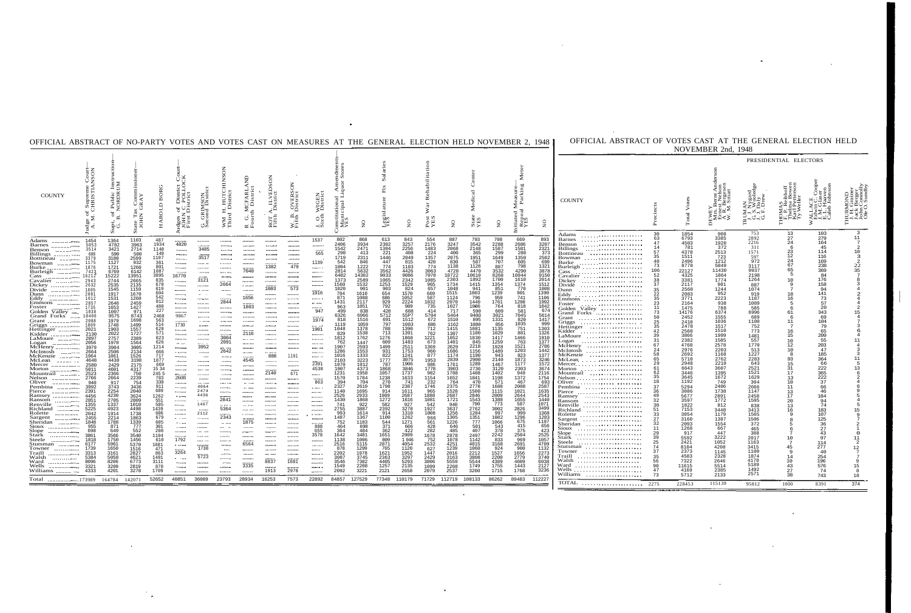## OFFICIAL ABSTRACT OF NO-PARTY VOTES AND VOTES CAST ON MEASURES AT THE GENERAL ELECTION HELD NOVEMBER 2, 1948

| COUNTY | Judge of Supreme Court A. M. CHRISTIANSON | Supt. of Public Instruction G. B. NORDRUM | State Tax Commissioner JOHN GRAY | HAROLD BORG | Judges of District Court JOHN C. POLLOCK First District | G. GRIMSON Second District | WM. H. HUTCHINSON Third District | R. G. McFARLAND Fourth District | ROY A. ILVEDSON Fifth District | W. B. OVERSON Fifth District | I. O. WIGEN Sixth District | Constitutional Amendments Municipal Liquor Stores YES | NO | Legislature Fix Salaries YES | NO | Post War Rehabilitation YES | NO | State Medical Center YES | NO | Initiated Measure Repeal Parking Meter YES | NO |
|---|---|---|---|---|---|---|---|---|---|---|---|---|---|---|---|---|---|---|---|---|---|
| Adams | 1454 | 1364 | 1103 | 487 | | | | | | | 1537 | 802 | 868 | 613 | 843 | 554 | 887 | 793 | 708 | 669 | 893 |
| Barnes | 5053 | 4782 | 3963 | 1934 | 4820 | | | | | | | 2406 | 3934 | 2302 | 3257 | 2176 | 3247 | 3542 | 2288 | 2686 | 3207 |
| Benson | 3514 | 3421 | 2714 | 1140 | | 3485 | | | | | | 1542 | 2471 | 1304 | 2256 | 1483 | 2068 | 2148 | 1587 | 1581 | 2321 |
| Billings | 686 | 590 | 500 | 149 | | | | | | | 565 | 298 | 413 | 221 | 408 | 224 | 400 | 365 | 299 | 288 | 373 |
| Bottineau | 3379 | 3180 | 2599 | 1107 | | 3517 | | | | | | 1719 | 2311 | 1446 | 2049 | 1357 | 2075 | 1951 | 1649 | 1350 | 2502 |
| Bowman | 1175 | 1127 | 932 | 361 | | | | | | | 1139 | 542 | 846 | 447 | 815 | 420 | 830 | 587 | 707 | 605 | 699 |
| Burke | 1876 | 1721 | 1260 | 801 | | | | | 1382 | 479 | | 1004 | 1222 | 774 | 1183 | 774 | 1138 | 1126 | 807 | 798 | 1321 |
| Burleigh | 7423 | 6769 | 6142 | 1887 | | | | 7840 | | | | 2814 | 5632 | 3562 | 4426 | 3063 | 4728 | 4470 | 3532 | 4290 | 3878 |
| Cass | 16212 | 15222 | 13951 | 3895 | 16770 | | | | | | | 6402 | 14302 | 9033 | 9086 | 7070 | 10722 | 10610 | 8268 | 10944 | 9150 |
| Cavalier | 2843 | 2744 | 2665 | 835 | | 3121 | | | | | | 1373 | 2589 | 1065 | 2342 | 1085 | 2303 | 1892 | 1709 | 1610 | 2014 |
| Dickey | 2632 | 2535 | 2135 | 678 | | | 2664 | | | | | 1560 | 1532 | 1253 | 1529 | 965 | 1734 | 1415 | 1354 | 1374 | 1512 |
| Divide | 1605 | 1545 | 1150 | 619 | | | | | 1003 | 573 | | 1020 | 901 | 903 | 824 | 657 | 1048 | 941 | 851 | 770 | 1008 |
| Dunn | 2081 | 1917 | 1670 | 604 | | | | | | | 1916 | 784 | 1610 | 654 | 1570 | 669 | 1515 | 1003 | 1239 | 901 | 1390 |
| Eddy | 1612 | 1531 | 1260 | 542 | | | | 1656 | | | | 871 | 1089 | 686 | 1052 | 587 | 1124 | 796 | 960 | 741 | 1106 |
| Emmons | 2857 | 2646 | 2459 | 812 | | | 2844 | | | | | 1431 | 2117 | 929 | 2224 | 1032 | 2070 | 1440 | 1761 | 1208 | 1902 |
| Foster | 1735 | 1653 | 1427 | 488 | | | | 1803 | | | | 963 | 1051 | 792 | 989 | 735 | 1027 | 1000 | 764 | 818 | 1042 |
| Golden Valley | 1038 | 1007 | 971 | 227 | | | | | | | 947 | 499 | 838 | 428 | 688 | 414 | 717 | 590 | 609 | 581 | 674 |
| Grand Forks | 10406 | 9575 | 8743 | 2468 | 9867 | | | | | | | 6326 | 6966 | 5712 | 5587 | 5704 | 5464 | 9403 | 3021 | 7045 | 5614 |
| Grant | 2088 | 1979 | 1698 | 563 | | | | | | | 1974 | 818 | 1516 | 691 | 1512 | 672 | 1510 | 895 | 1331 | 820 | 1417 |
| Griggs | 1809 | 1748 | 1499 | 514 | 1730 | | | | | | | 1119 | 1059 | 797 | 1083 | 686 | 1162 | 1080 | 856 | 1035 | 999 |
| Hettinger | 2021 | 1903 | 1557 | 628 | | | | | | | 1901 | 1048 | 1378 | 780 | 1390 | 712 | 1415 | 1081 | 1135 | 751 | 1303 |
| Kidder | 2130 | 2022 | 1727 | 571 | | | | 2116 | | | | 829 | 1538 | 713 | 1391 | 762 | 1307 | 1100 | 1029 | 881 | 1326 |
| LaMoure | 2097 | 2757 | 2389 | 823 | | | 3004 | | | | | 1812 | 1762 | 1276 | 1868 | 1221 | 1852 | 1830 | 1417 | 1466 | 1910 |
| Logan | 2056 | 1970 | 1564 | 626 | | | 2091 | | | | | 762 | 1447 | 609 | 1483 | 673 | 1401 | 845 | 1259 | 763 | 1377 |
| McHenry | 3979 | 3904 | 3005 | 1214 | | 3952 | | | | | | 1907 | 2593 | 1499 | 2511 | 1369 | 2629 | 2218 | 1928 | 1521 | 2786 |
| McIntosh | 2664 | 2506 | 2134 | 666 | | | 2642 | | | | | 1286 | 1553 | 931 | 1753 | 960 | 1686 | 1156 | 1489 | 1203 | 1442 |
| McKenzie | 1964 | 1861 | 1526 | 717 | | | | | 888 | 1191 | | 1016 | 1333 | 822 | 1241 | 877 | 1174 | 1190 | 943 | 823 | 1377 |
| McLean | 4648 | 4438 | 3198 | 1877 | | | | 4545 | | | | 2103 | 3223 | 1777 | 3075 | 1953 | 2839 | 2900 | 2140 | 1873 | 3246 |
| Mercer | 2500 | 2429 | 2175 | 669 | | | | | | | 2391 | 1070 | 1912 | 787 | 1906 | 886 | 1761 | 1289 | 1467 | 1177 | 1572 |
| Morton | 5031 | 4601 | 4317 | 1534 | | | | | | | 4538 | 1907 | 4373 | 1868 | 3846 | 1778 | 3903 | 2736 | 3120 | 2303 | 3674 |
| Mountrail | 2523 | 2366 | 1863 | 2455 | | | | | 2140 | 671 | | 1231 | 1958 | 1057 | 1737 | 982 | 1788 | 1488 | 1402 | 949 | 2116 |
| Nelson | 2766 | 2664 | 2239 | 783 | 2608 | | | | | | | 1570 | 1784 | 1238 | 1633 | 1154 | 1652 | 1841 | 1198 | 1372 | 1754 |
| Oliver | 940 | 917 | 754 | 338 | | | | | | | 863 | 394 | 704 | 270 | 741 | 232 | 764 | 470 | 571 | 467 | 693 |
| Pembina | 3992 | 3743 | 3436 | 911 | | 4064 | | | | | | 2327 | 2619 | 1798 | 2387 | 1746 | 2375 | 2778 | 1688 | 2008 | 2587 |
| Pierce | 2391 | 2254 | 2040 | 689 | | 2474 | | | | | | 1140 | 1695 | 914 | 1611 | 965 | 1520 | 1500 | 1115 | 1021 | 1635 |
| Ramsey | 4456 | 4230 | 3624 | 1262 | | 4436 | | | | | | 2526 | 2933 | 1989 | 2687 | 1888 | 2687 | 2846 | 2009 | 2644 | 2543 |
| Ransom | 2851 | 2705 | 2809 | 551 | | | 2841 | | | | | 1430 | 1868 | 1272 | 1616 | 1081 | 1721 | 1543 | 1388 | 1655 | 1440 |
| Renville | 1355 | 1337 | 1010 | 505 | | 1467 | | | | | | 741 | 922 | 582 | 927 | 542 | 940 | 790 | 773 | 587 | 1071 |
| Richland | 5225 | 4923 | 4498 | 1439 | | | 5364 | | | | | 2755 | 3887 | 2392 | 3278 | 1927 | 3637 | 2762 | 3002 | 2826 | 3499 |
| Rolette | 2042 | 1914 | 1738 | 606 | | 2112 | | | | | | 993 | 1614 | 914 | 1310 | 1008 | 1256 | 1284 | 997 | 999 | 1368 |
| Sargent | 2455 | 2214 | 1863 | 679 | | | 2343 | | | | | 1487 | 1367 | 1100 | 1262 | 966 | 1305 | 1351 | 1002 | 1296 | 1283 |
| Sheridan | 1848 | 1788 | 1339 | 605 | | | | 1875 | | | | 752 | 1183 | 544 | 1271 | 561 | 1226 | 777 | 1066 | 675 | 1197 |
| Sioux | 955 | 871 | 777 | 301 | | | | | | | 888 | 464 | 698 | 371 | 666 | 428 | 646 | 501 | 543 | 415 | 656 |
| Slope | 698 | 649 | 552 | 208 | | | | | | | 655 | 364 | 484 | 362 | 422 | 202 | 485 | 407 | 378 | 375 | 423 |
| Stark | 3861 | 3566 | 3540 | 1104 | | | | | | | 3578 | 1642 | 3481 | 1651 | 2909 | 1678 | 2878 | 2497 | 2242 | 2504 | 2525 |
| Steele | 1818 | 1750 | 1456 | 610 | 1792 | | | | | | | 1138 | 1006 | 809 | 1046 | 752 | 1078 | 1142 | 833 | 969 | 1057 |
| Stutsman | 6177 | 5961 | 5370 | 1681 | | | | 6564 | | | | 2516 | 5115 | 2871 | 4054 | 2532 | 4251 | 4015 | 3168 | 2691 | 4709 |
| Towner | 1739 | 1650 | 1516 | 471 | | 1738 | | | | | | 878 | 1299 | 765 | 1120 | 627 | 1239 | 1060 | 924 | 900 | 1132 |
| Traill | 3313 | 3161 | 2827 | 863 | 3264 | | | | | | | 2202 | 1978 | 1621 | 1952 | 1447 | 2016 | 2212 | 1527 | 1656 | 2273 |
| Walsh | 5384 | 5050 | 4621 | 1481 | | 5723 | | | | | | 3087 | 3745 | 2363 | 3297 | 2429 | 3163 | 3808 | 2200 | 2779 | 3740 |
| Ward | 8096 | 8206 | 6773 | 3111 | | | | | 8837 | 1681 | | 3546 | 7382 | 4405 | 5293 | 3806 | 5559 | 5544 | 4309 | 4609 | 6038 |
| Wells | 3321 | 3209 | 2819 | 870 | | | | 3335 | | | | 1549 | 2208 | 1257 | 2135 | 1099 | 2260 | 1749 | 1755 | 1443 | 2127 |
| Williams | 4333 | 4201 | 3278 | 1709 | | | | | 1913 | 2978 | | 2092 | 3221 | 2121 | 2658 | 2079 | 2537 | 3260 | 1715 | 1768 | 3236 |
| Total | 173989 | 164784 | 142071 | 52652 | 40851 | 36089 | 23793 | 28934 | 16253 | 7573 | 22892 | 84857 | 127529 | 77348 | 110179 | 71729 | 112719 | 108133 | 86262 | 89483 | 112227 |

## OFFICIAL ABSTRACT OF VOTES CAST AT THE GENERAL ELECTION HELD NOVEMBER 2nd, 1948

| COUNTY | Precincts | Total Votes | PRESIDENTIAL ELECTORS DEWEY Mrs. Berne Anderson, Ernest Nelson, A. R. Bergesen, W. M. Smart | TRUMAN J. J. Nygard, G. S. Wooledge, F. Daly, G. F. Drew | THOMAS F. P. Reibhoff, Thelma Bowen, Karl Pettersson, Ty Weller | WALLACE Edwin C. Cooper, M. J. Glaser, E. H. Hansen, Caleb Johnson | THURMOND J. R. Gainer, Jack Metzger, John Connolly, Ole O. Steadily |
|---|---|---|---|---|---|---|---|
| Adams | 30 | 1854 | 908 | 753 | 13 | 103 | 3 |
| Barnes | 63 | 6793 | 3385 | 2892 | 27 | 279 | 11 |
| Benson | 47 | 4503 | 1920 | 2216 | 24 | 164 | 7 |
| Billings | 14 | 781 | 372 | 311 | 6 | 45 | 2 |
| Bottineau | 57 | 4378 | 2513 | 1571 | 23 | 114 | 10 |
| Bowman | 35 | 1511 | 723 | 597 | 12 | 116 | 3 |
| Burke | 40 | 2496 | 1212 | 972 | 24 | 169 | 2 |
| Burleigh | 73 | 8778 | 5049 | 3117 | 67 | 238 | 22 |
| Cass | 106 | 22127 | 11430 | 9937 | 65 | 369 | 35 |
| Cavalier | 52 | 4325 | 1864 | 2198 | 5 | 84 | 7 |
| Dickey | 38 | 3381 | 1774 | 1264 | 10 | 176 | 8 |
| Divide | 37 | 2117 | 981 | 887 | 9 | 158 | 3 |
| Dunn | 35 | 2560 | 1244 | 1074 | 7 | 94 | 4 |
| Eddy | 22 | 2083 | 952 | 919 | 18 | 141 | 2 |
| Emmons | 35 | 3771 | 2223 | 1187 | 16 | 73 | 4 |
| Foster | 23 | 2164 | 938 | 1089 | 5 | 57 | 4 |
| Golden Valley | 11 | 1475 | 788 | 585 | 6 | 20 | 2 |
| Grand Forks | 73 | 14176 | 6374 | 6996 | 61 | 343 | 15 |
| Grant | 50 | 2452 | 1555 | 689 | 6 | 69 | 4 |
| Griggs | 25 | 2470 | 1036 | 1180 | 11 | 104 | 7 |
| Hettinger | 35 | 2478 | 1517 | 752 | 7 | 79 | 3 |
| Kidder | 42 | 2560 | 1510 | 773 | 16 | 37 | 6 |
| LaMoure | 39 | 3066 | 1999 | 1481 | 15 | 209 | 11 |
| Logan | 31 | 2382 | 1585 | 557 | 10 | 55 | 4 |
| McHenry | 67 | 4768 | 2578 | 1770 | 12 | 203 | 3 |
| McIntosh | 24 | 2976 | 2203 | 513 | 10 | 47 | 3 |
| McKenzie | 58 | 2692 | 1168 | 1227 | 8 | 185 | 11 |
| McLean | 66 | 5710 | 2762 | 2283 | 93 | 364 | 5 |
| Mercer | 29 | 2948 | 2219 | 643 | 15 | 66 | 13 |
| Morton | 61 | 6643 | 3607 | 2521 | 31 | 222 | 6 |
| Mountrail | 62 | 3446 | 1395 | 1521 | 17 | 365 | 2 |
| Nelson | 35 | 3645 | 1672 | 1629 | 13 | 222 | 4 |
| Oliver | 18 | 1192 | 749 | 304 | 10 | 37 | 4 |
| Pembina | 37 | 5294 | 2406 | 2666 | 17 | 66 | 6 |
| Pierce | 36 | 3086 | 1738 | 1147 | 13 | 46 | 9 |
| Ramsey | 49 | 5677 | 2891 | 2458 | 17 | 184 | 5 |
| Ransom | 32 | 3597 | 1772 | 1595 | 20 | 94 | 4 |
| Renville | 30 | 1822 | 812 | 838 | 13 | 74 | 5 |
| Richland | 51 | 7153 | 3448 | 3413 | 16 | 183 | 15 |
| Rolette | 33 | 3054 | 1179 | 1565 | 9 | 107 | 9 |
| Sargent | 36 | 3160 | 1387 | 1506 | 8 | 125 | 7 |
| Sheridan | 27 | 2093 | 1554 | 372 | 5 | 36 | 2 |
| Sioux | 32 | 1268 | 667 | 465 | 6 | 27 | 1 |
| Slope | 29 | 917 | 447 | 388 | 7 | 43 | 0 |
| Stark | 39 | 5592 | 3222 | 2017 | 10 | 97 | 11 |
| Steele | 25 | 2421 | 1052 | 1163 | | 114 | 2 |
| Stutsman | 74 | 8104 | 4208 | 3415 | 45 | 277 | 12 |
| Towner | 37 | 2373 | 1145 | 1100 | 9 | 40 | 7 |
| Traill | 35 | 4583 | 2328 | 1874 | 14 | 254 | 7 |
| Walsh | 56 | 7322 | 2646 | 4170 | 10 | 196 | 9 |
| Ward | 90 | 11615 | 5514 | 5189 | 43 | 576 | 15 |
| Wells | 47 | 4169 | 2385 | 1492 | 27 | 74 | 8 |
| Williams | 73 | 5712 | 2133 | 2571 | 38 | 743 | 10 |
| TOTAL | 2275 | 228453 | 115139 | 95812 | 1000 | 8391 | 374 |